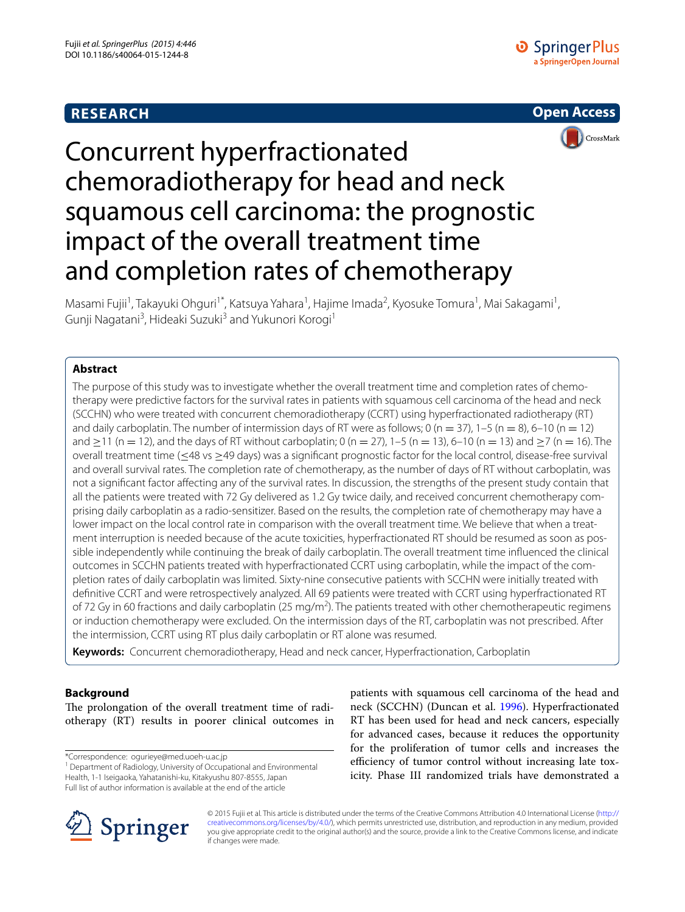RESEARCH

Open Access

# Concurrent hyperfractionated chemoradiotherapy for head and neck squamous cell carcinoma: the prognostic impact of the overall treatment time and completion rates of chemotherapy

Masami Fujii[1], Takayuki Ohguri[1*], Katsuya Yahara[1], Hajime Imada[2], Kyosuke Tomura[1], Mai Sakagami[1], Gunji Nagatani[3], Hideaki Suzuki[3] and Yukunori Korogi[1]

## Abstract

The purpose of this study was to investigate whether the overall treatment time and completion rates of chemotherapy were predictive factors for the survival rates in patients with squamous cell carcinoma of the head and neck (SCCHN) who were treated with concurrent chemoradiotherapy (CCRT) using hyperfractionated radiotherapy (RT) and daily carboplatin. The number of intermission days of RT were as follows; 0 (n = 37), 1–5 (n = 8), 6–10 (n = 12) and ≥11 (n = 12), and the days of RT without carboplatin; 0 (n = 27), 1–5 (n = 13), 6–10 (n = 13) and ≥7 (n = 16). The overall treatment time (≤48 vs ≥49 days) was a significant prognostic factor for the local control, disease-free survival and overall survival rates. The completion rate of chemotherapy, as the number of days of RT without carboplatin, was not a significant factor affecting any of the survival rates. In discussion, the strengths of the present study contain that all the patients were treated with 72 Gy delivered as 1.2 Gy twice daily, and received concurrent chemotherapy comprising daily carboplatin as a radio-sensitizer. Based on the results, the completion rate of chemotherapy may have a lower impact on the local control rate in comparison with the overall treatment time. We believe that when a treatment interruption is needed because of the acute toxicities, hyperfractionated RT should be resumed as soon as possible independently while continuing the break of daily carboplatin. The overall treatment time influenced the clinical outcomes in SCCHN patients treated with hyperfractionated CCRT using carboplatin, while the impact of the completion rates of daily carboplatin was limited. Sixty-nine consecutive patients with SCCHN were initially treated with definitive CCRT and were retrospectively analyzed. All 69 patients were treated with CCRT using hyperfractionated RT of 72 Gy in 60 fractions and daily carboplatin (25 mg/m$^2$). The patients treated with other chemotherapeutic regimens or induction chemotherapy were excluded. On the intermission days of the RT, carboplatin was not prescribed. After the intermission, CCRT using RT plus daily carboplatin or RT alone was resumed.

**Keywords:** Concurrent chemoradiotherapy, Head and neck cancer, Hyperfractionation, Carboplatin

## Background

The prolongation of the overall treatment time of radiotherapy (RT) results in poorer clinical outcomes in patients with squamous cell carcinoma of the head and neck (SCCHN) (Duncan et al. 1996). Hyperfractionated RT has been used for head and neck cancers, especially for advanced cases, because it reduces the opportunity for the proliferation of tumor cells and increases the efficiency of tumor control without increasing late toxicity. Phase III randomized trials have demonstrated a

*Correspondence: ogurieye@med.uoeh-u.ac.jp
[1] Department of Radiology, University of Occupational and Environmental Health, 1-1 Iseigaoka, Yahatanishi-ku, Kitakyushu 807-8555, Japan
Full list of author information is available at the end of the article

© 2015 Fujii et al. This article is distributed under the terms of the Creative Commons Attribution 4.0 International License (http://creativecommons.org/licenses/by/4.0/), which permits unrestricted use, distribution, and reproduction in any medium, provided you give appropriate credit to the original author(s) and the source, provide a link to the Creative Commons license, and indicate if changes were made.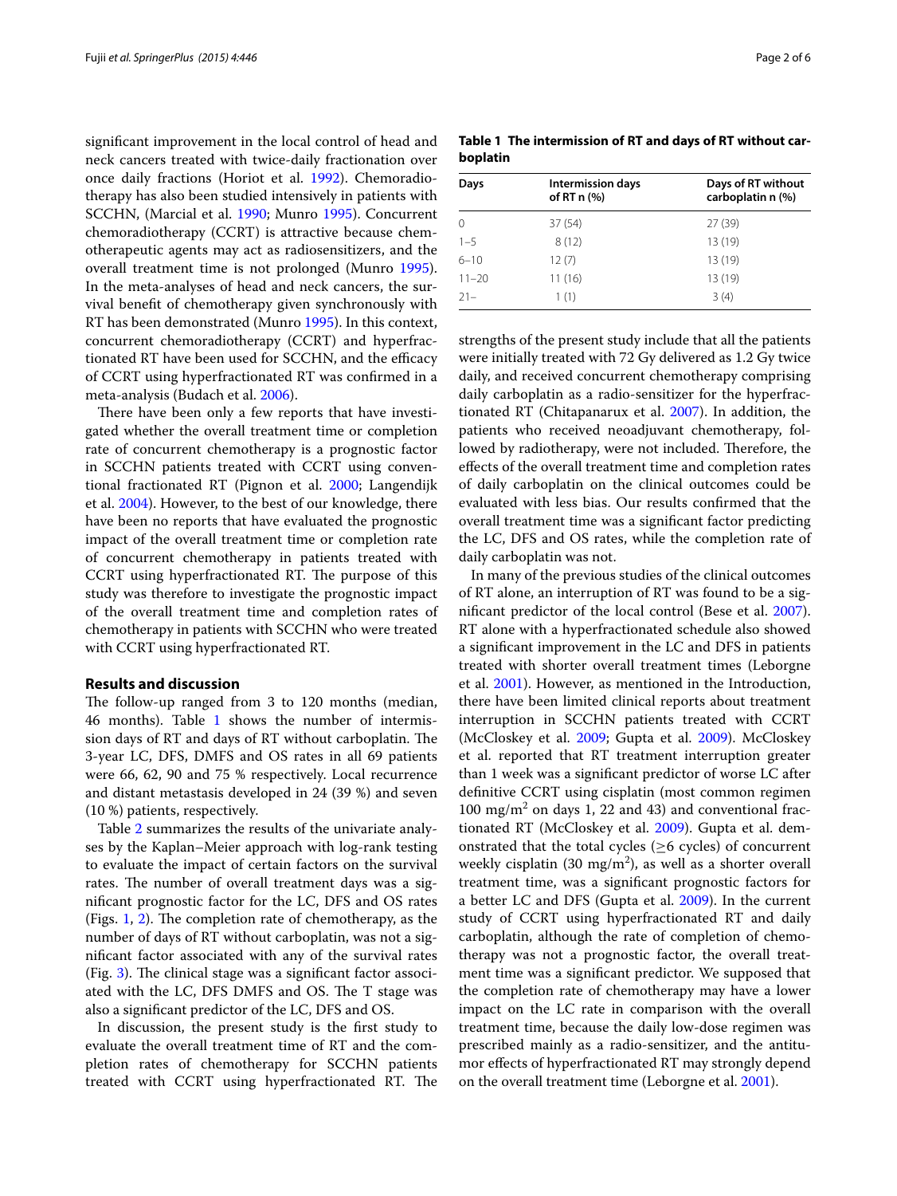significant improvement in the local control of head and neck cancers treated with twice-daily fractionation over once daily fractions (Horiot et al. 1992). Chemoradiotherapy has also been studied intensively in patients with SCCHN, (Marcial et al. 1990; Munro 1995). Concurrent chemoradiotherapy (CCRT) is attractive because chemotherapeutic agents may act as radiosensitizers, and the overall treatment time is not prolonged (Munro 1995). In the meta-analyses of head and neck cancers, the survival benefit of chemotherapy given synchronously with RT has been demonstrated (Munro 1995). In this context, concurrent chemoradiotherapy (CCRT) and hyperfractionated RT have been used for SCCHN, and the efficacy of CCRT using hyperfractionated RT was confirmed in a meta-analysis (Budach et al. 2006).

There have been only a few reports that have investigated whether the overall treatment time or completion rate of concurrent chemotherapy is a prognostic factor in SCCHN patients treated with CCRT using conventional fractionated RT (Pignon et al. 2000; Langendijk et al. 2004). However, to the best of our knowledge, there have been no reports that have evaluated the prognostic impact of the overall treatment time or completion rate of concurrent chemotherapy in patients treated with CCRT using hyperfractionated RT. The purpose of this study was therefore to investigate the prognostic impact of the overall treatment time and completion rates of chemotherapy in patients with SCCHN who were treated with CCRT using hyperfractionated RT.

## Results and discussion

The follow-up ranged from 3 to 120 months (median, 46 months). Table 1 shows the number of intermission days of RT and days of RT without carboplatin. The 3-year LC, DFS, DMFS and OS rates in all 69 patients were 66, 62, 90 and 75 % respectively. Local recurrence and distant metastasis developed in 24 (39 %) and seven (10 %) patients, respectively.

Table 2 summarizes the results of the univariate analyses by the Kaplan–Meier approach with log-rank testing to evaluate the impact of certain factors on the survival rates. The number of overall treatment days was a significant prognostic factor for the LC, DFS and OS rates (Figs. 1, 2). The completion rate of chemotherapy, as the number of days of RT without carboplatin, was not a significant factor associated with any of the survival rates (Fig. 3). The clinical stage was a significant factor associated with the LC, DFS DMFS and OS. The T stage was also a significant predictor of the LC, DFS and OS.

In discussion, the present study is the first study to evaluate the overall treatment time of RT and the completion rates of chemotherapy for SCCHN patients treated with CCRT using hyperfractionated RT. The strengths of the present study include that all the patients were initially treated with 72 Gy delivered as 1.2 Gy twice daily, and received concurrent chemotherapy comprising daily carboplatin as a radio-sensitizer for the hyperfractionated RT (Chitapanarux et al. 2007). In addition, the patients who received neoadjuvant chemotherapy, followed by radiotherapy, were not included. Therefore, the effects of the overall treatment time and completion rates of daily carboplatin on the clinical outcomes could be evaluated with less bias. Our results confirmed that the overall treatment time was a significant factor predicting the LC, DFS and OS rates, while the completion rate of daily carboplatin was not.

**Table 1 The intermission of RT and days of RT without carboplatin**

| Days | Intermission days of RT n (%) | Days of RT without carboplatin n (%) |
|---|---|---|
| 0 | 37 (54) | 27 (39) |
| 1–5 | 8 (12) | 13 (19) |
| 6–10 | 12 (7) | 13 (19) |
| 11–20 | 11 (16) | 13 (19) |
| 21– | 1 (1) | 3 (4) |

In many of the previous studies of the clinical outcomes of RT alone, an interruption of RT was found to be a significant predictor of the local control (Bese et al. 2007). RT alone with a hyperfractionated schedule also showed a significant improvement in the LC and DFS in patients treated with shorter overall treatment times (Leborgne et al. 2001). However, as mentioned in the Introduction, there have been limited clinical reports about treatment interruption in SCCHN patients treated with CCRT (McCloskey et al. 2009; Gupta et al. 2009). McCloskey et al. reported that RT treatment interruption greater than 1 week was a significant predictor of worse LC after definitive CCRT using cisplatin (most common regimen 100 mg/m$^2$ on days 1, 22 and 43) and conventional fractionated RT (McCloskey et al. 2009). Gupta et al. demonstrated that the total cycles ($\geq$6 cycles) of concurrent weekly cisplatin (30 mg/m$^2$), as well as a shorter overall treatment time, was a significant prognostic factors for a better LC and DFS (Gupta et al. 2009). In the current study of CCRT using hyperfractionated RT and daily carboplatin, although the rate of completion of chemotherapy was not a prognostic factor, the overall treatment time was a significant predictor. We supposed that the completion rate of chemotherapy may have a lower impact on the LC rate in comparison with the overall treatment time, because the daily low-dose regimen was prescribed mainly as a radio-sensitizer, and the antitumor effects of hyperfractionated RT may strongly depend on the overall treatment time (Leborgne et al. 2001).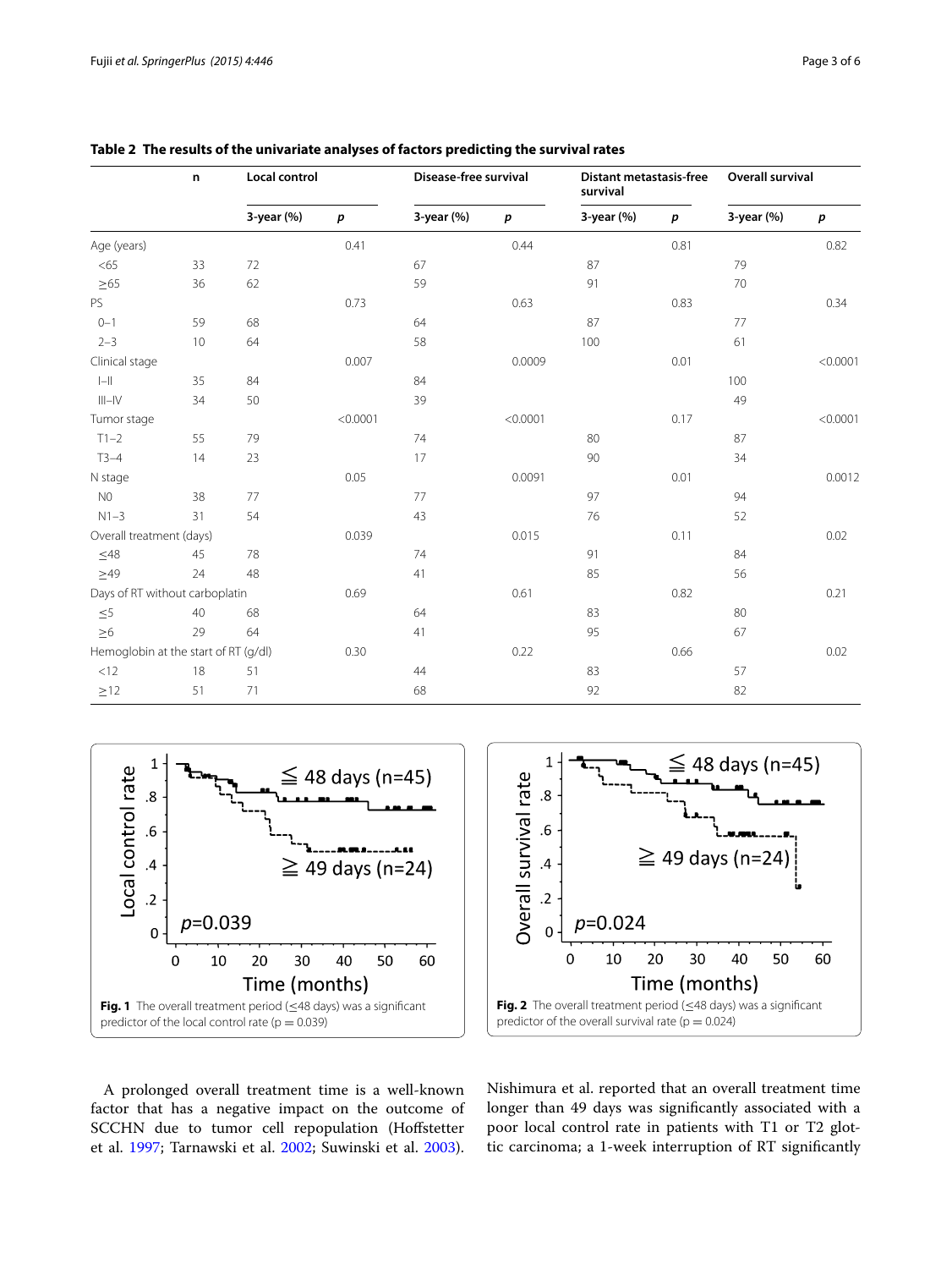**Table 2 The results of the univariate analyses of factors predicting the survival rates**

| | n | Local control | | Disease-free survival | | Distant metastasis-free survival | | Overall survival | |
|---|---|---|---|---|---|---|---|---|---|
| | | 3-year (%) | *p* | 3-year (%) | *p* | 3-year (%) | *p* | 3-year (%) | *p* |
| Age (years) | | | 0.41 | | 0.44 | | 0.81 | | 0.82 |
| <65 | 33 | 72 | | 67 | | 87 | | 79 | |
| ≥65 | 36 | 62 | | 59 | | 91 | | 70 | |
| PS | | | 0.73 | | 0.63 | | 0.83 | | 0.34 |
| 0–1 | 59 | 68 | | 64 | | 87 | | 77 | |
| 2–3 | 10 | 64 | | 58 | | 100 | | 61 | |
| Clinical stage | | | 0.007 | | 0.0009 | | 0.01 | | <0.0001 |
| I–II | 35 | 84 | | 84 | | | | 100 | |
| III–IV | 34 | 50 | | 39 | | | | 49 | |
| Tumor stage | | | <0.0001 | | <0.0001 | | 0.17 | | <0.0001 |
| T1–2 | 55 | 79 | | 74 | | 80 | | 87 | |
| T3–4 | 14 | 23 | | 17 | | 90 | | 34 | |
| N stage | | | 0.05 | | 0.0091 | | 0.01 | | 0.0012 |
| N0 | 38 | 77 | | 77 | | 97 | | 94 | |
| N1–3 | 31 | 54 | | 43 | | 76 | | 52 | |
| Overall treatment (days) | | | 0.039 | | 0.015 | | 0.11 | | 0.02 |
| ≤48 | 45 | 78 | | 74 | | 91 | | 84 | |
| ≥49 | 24 | 48 | | 41 | | 85 | | 56 | |
| Days of RT without carboplatin | | | 0.69 | | 0.61 | | 0.82 | | 0.21 |
| ≤5 | 40 | 68 | | 64 | | 83 | | 80 | |
| ≥6 | 29 | 64 | | 41 | | 95 | | 67 | |
| Hemoglobin at the start of RT (g/dl) | | | 0.30 | | 0.22 | | 0.66 | | 0.02 |
| <12 | 18 | 51 | | 44 | | 83 | | 57 | |
| ≥12 | 51 | 71 | | 68 | | 92 | | 82 | |

**Fig. 1** The overall treatment period (≤48 days) was a significant predictor of the local control rate ($p = 0.039$)

**Fig. 2** The overall treatment period (≤48 days) was a significant predictor of the overall survival rate ($p = 0.024$)

A prolonged overall treatment time is a well-known factor that has a negative impact on the outcome of SCCHN due to tumor cell repopulation (Hoffstetter et al. 1997; Tarnawski et al. 2002; Suwinski et al. 2003). Nishimura et al. reported that an overall treatment time longer than 49 days was significantly associated with a poor local control rate in patients with T1 or T2 glottic carcinoma; a 1-week interruption of RT significantly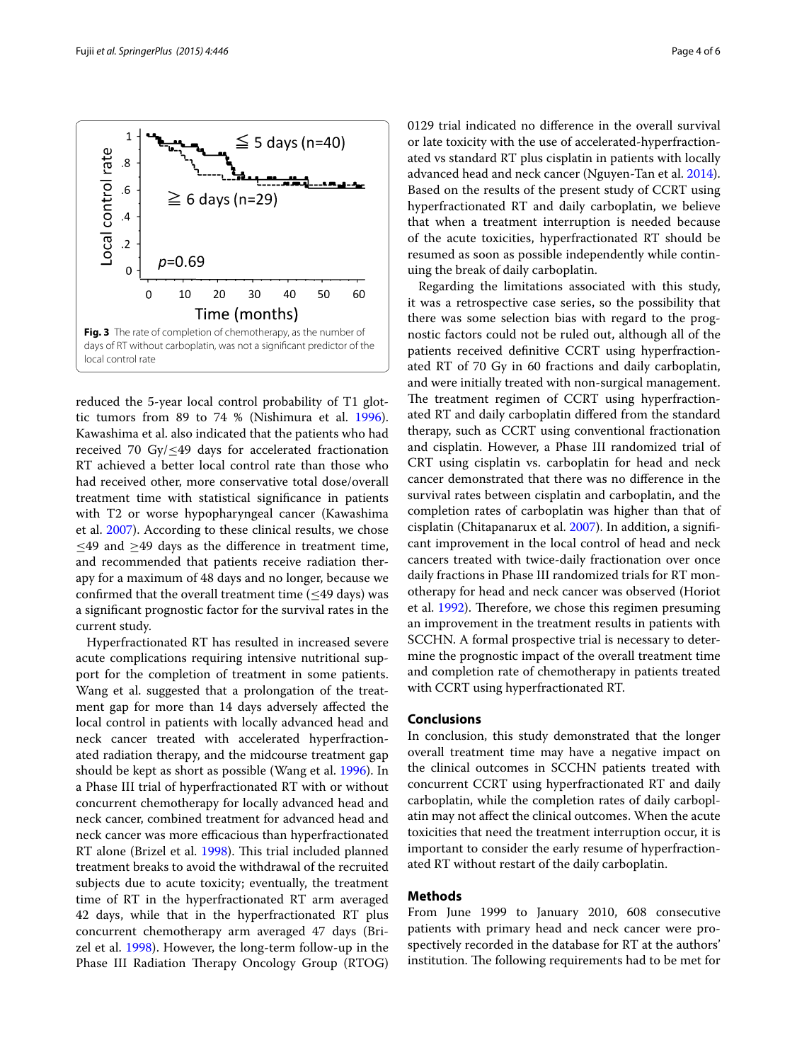1

.8

.6

.4

.2

0

Local control rate

≦ 5 days (n=40)

≧ 6 days (n=29)

$p$=0.69

0 10 20 30 40 50 60

Time (months)

**Fig. 3** The rate of completion of chemotherapy, as the number of days of RT without carboplatin, was not a significant predictor of the local control rate

reduced the 5-year local control probability of T1 glottic tumors from 89 to 74 % (Nishimura et al. 1996). Kawashima et al. also indicated that the patients who had received 70 Gy/≤49 days for accelerated fractionation RT achieved a better local control rate than those who had received other, more conservative total dose/overall treatment time with statistical significance in patients with T2 or worse hypopharyngeal cancer (Kawashima et al. 2007). According to these clinical results, we chose ≤49 and ≥49 days as the difference in treatment time, and recommended that patients receive radiation therapy for a maximum of 48 days and no longer, because we confirmed that the overall treatment time (≤49 days) was a significant prognostic factor for the survival rates in the current study.

Hyperfractionated RT has resulted in increased severe acute complications requiring intensive nutritional support for the completion of treatment in some patients. Wang et al. suggested that a prolongation of the treatment gap for more than 14 days adversely affected the local control in patients with locally advanced head and neck cancer treated with accelerated hyperfractionated radiation therapy, and the midcourse treatment gap should be kept as short as possible (Wang et al. 1996). In a Phase III trial of hyperfractionated RT with or without concurrent chemotherapy for locally advanced head and neck cancer, combined treatment for advanced head and neck cancer was more efficacious than hyperfractionated RT alone (Brizel et al. 1998). This trial included planned treatment breaks to avoid the withdrawal of the recruited subjects due to acute toxicity; eventually, the treatment time of RT in the hyperfractionated RT arm averaged 42 days, while that in the hyperfractionated RT plus concurrent chemotherapy arm averaged 47 days (Brizel et al. 1998). However, the long-term follow-up in the Phase III Radiation Therapy Oncology Group (RTOG) 0129 trial indicated no difference in the overall survival or late toxicity with the use of accelerated-hyperfractionated vs standard RT plus cisplatin in patients with locally advanced head and neck cancer (Nguyen-Tan et al. 2014). Based on the results of the present study of CCRT using hyperfractionated RT and daily carboplatin, we believe that when a treatment interruption is needed because of the acute toxicities, hyperfractionated RT should be resumed as soon as possible independently while continuing the break of daily carboplatin.

Regarding the limitations associated with this study, it was a retrospective case series, so the possibility that there was some selection bias with regard to the prognostic factors could not be ruled out, although all of the patients received definitive CCRT using hyperfractionated RT of 70 Gy in 60 fractions and daily carboplatin, and were initially treated with non-surgical management. The treatment regimen of CCRT using hyperfractionated RT and daily carboplatin differed from the standard therapy, such as CCRT using conventional fractionation and cisplatin. However, a Phase III randomized trial of CRT using cisplatin vs. carboplatin for head and neck cancer demonstrated that there was no difference in the survival rates between cisplatin and carboplatin, and the completion rates of carboplatin was higher than that of cisplatin (Chitapanarux et al. 2007). In addition, a significant improvement in the local control of head and neck cancers treated with twice-daily fractionation over once daily fractions in Phase III randomized trials for RT monotherapy for head and neck cancer was observed (Horiot et al. 1992). Therefore, we chose this regimen presuming an improvement in the treatment results in patients with SCCHN. A formal prospective trial is necessary to determine the prognostic impact of the overall treatment time and completion rate of chemotherapy in patients treated with CCRT using hyperfractionated RT.

## Conclusions

In conclusion, this study demonstrated that the longer overall treatment time may have a negative impact on the clinical outcomes in SCCHN patients treated with concurrent CCRT using hyperfractionated RT and daily carboplatin, while the completion rates of daily carboplatin may not affect the clinical outcomes. When the acute toxicities that need the treatment interruption occur, it is important to consider the early resume of hyperfractionated RT without restart of the daily carboplatin.

## Methods

From June 1999 to January 2010, 608 consecutive patients with primary head and neck cancer were prospectively recorded in the database for RT at the authors' institution. The following requirements had to be met for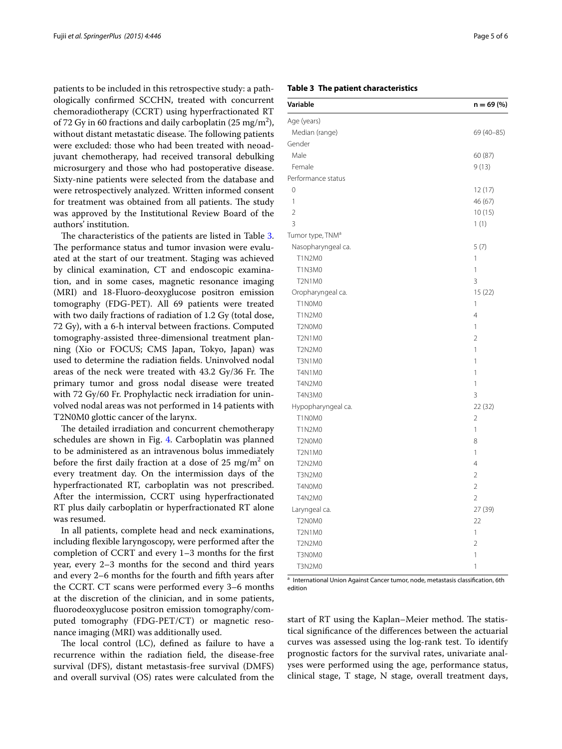patients to be included in this retrospective study: a pathologically confirmed SCCHN, treated with concurrent chemoradiotherapy (CCRT) using hyperfractionated RT of 72 Gy in 60 fractions and daily carboplatin (25 mg/m$^2$), without distant metastatic disease. The following patients were excluded: those who had been treated with neoadjuvant chemotherapy, had received transoral debulking microsurgery and those who had postoperative disease. Sixty-nine patients were selected from the database and were retrospectively analyzed. Written informed consent for treatment was obtained from all patients. The study was approved by the Institutional Review Board of the authors' institution.

The characteristics of the patients are listed in Table 3. The performance status and tumor invasion were evaluated at the start of our treatment. Staging was achieved by clinical examination, CT and endoscopic examination, and in some cases, magnetic resonance imaging (MRI) and 18-Fluoro-deoxyglucose positron emission tomography (FDG-PET). All 69 patients were treated with two daily fractions of radiation of 1.2 Gy (total dose, 72 Gy), with a 6-h interval between fractions. Computed tomography-assisted three-dimensional treatment planning (Xio or FOCUS; CMS Japan, Tokyo, Japan) was used to determine the radiation fields. Uninvolved nodal areas of the neck were treated with 43.2 Gy/36 Fr. The primary tumor and gross nodal disease were treated with 72 Gy/60 Fr. Prophylactic neck irradiation for uninvolved nodal areas was not performed in 14 patients with T2N0M0 glottic cancer of the larynx.

The detailed irradiation and concurrent chemotherapy schedules are shown in Fig. 4. Carboplatin was planned to be administered as an intravenous bolus immediately before the first daily fraction at a dose of 25 mg/m$^2$ on every treatment day. On the intermission days of the hyperfractionated RT, carboplatin was not prescribed. After the intermission, CCRT using hyperfractionated RT plus daily carboplatin or hyperfractionated RT alone was resumed.

In all patients, complete head and neck examinations, including flexible laryngoscopy, were performed after the completion of CCRT and every 1–3 months for the first year, every 2–3 months for the second and third years and every 2–6 months for the fourth and fifth years after the CCRT. CT scans were performed every 3–6 months at the discretion of the clinician, and in some patients, fluorodeoxyglucose positron emission tomography/computed tomography (FDG-PET/CT) or magnetic resonance imaging (MRI) was additionally used.

The local control (LC), defined as failure to have a recurrence within the radiation field, the disease-free survival (DFS), distant metastasis-free survival (DMFS) and overall survival (OS) rates were calculated from the start of RT using the Kaplan–Meier method. The statistical significance of the differences between the actuarial curves was assessed using the log-rank test. To identify prognostic factors for the survival rates, univariate analyses were performed using the age, performance status, clinical stage, T stage, N stage, overall treatment days,

**Table 3 The patient characteristics**

| Variable | n = 69 (%) |
|---|---|
| Age (years) | |
| Median (range) | 69 (40–85) |
| Gender | |
| Male | 60 (87) |
| Female | 9 (13) |
| Performance status | |
| 0 | 12 (17) |
| 1 | 46 (67) |
| 2 | 10 (15) |
| 3 | 1 (1) |
| Tumor type, TNM[a] | |
| Nasopharyngeal ca. | 5 (7) |
| T1N2M0 | 1 |
| T1N3M0 | 1 |
| T2N1M0 | 3 |
| Oropharyngeal ca. | 15 (22) |
| T1N0M0 | 1 |
| T1N2M0 | 4 |
| T2N0M0 | 1 |
| T2N1M0 | 2 |
| T2N2M0 | 1 |
| T3N1M0 | 1 |
| T4N1M0 | 1 |
| T4N2M0 | 1 |
| T4N3M0 | 3 |
| Hypopharyngeal ca. | 22 (32) |
| T1N0M0 | 2 |
| T1N2M0 | 1 |
| T2N0M0 | 8 |
| T2N1M0 | 1 |
| T2N2M0 | 4 |
| T3N2M0 | 2 |
| T4N0M0 | 2 |
| T4N2M0 | 2 |
| Laryngeal ca. | 27 (39) |
| T2N0M0 | 22 |
| T2N1M0 | 1 |
| T2N2M0 | 2 |
| T3N0M0 | 1 |
| T3N2M0 | 1 |

[a] International Union Against Cancer tumor, node, metastasis classification, 6th edition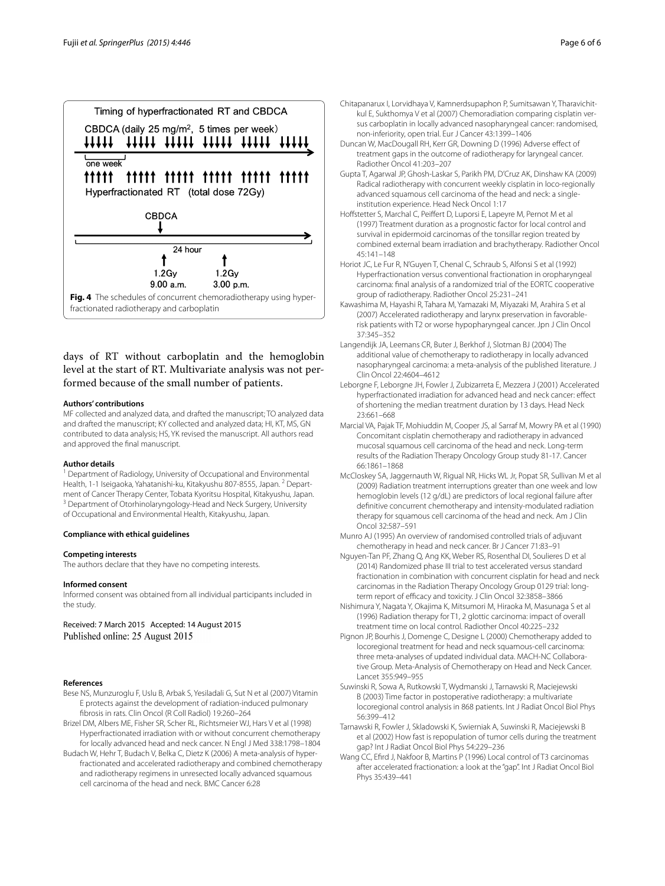Timing of hyperfractionated RT and CBDCA

CBDCA (daily 25 mg/m$^2$, 5 times per week)

one week

Hyperfractionated RT (total dose 72Gy)

CBDCA

24 hour

1.2Gy 9.00 a.m.

1.2Gy 3.00 p.m.

**Fig. 4** The schedules of concurrent chemoradiotherapy using hyperfractionated radiotherapy and carboplatin

days of RT without carboplatin and the hemoglobin level at the start of RT. Multivariate analysis was not performed because of the small number of patients.

#### Authors' contributions

MF collected and analyzed data, and drafted the manuscript; TO analyzed data and drafted the manuscript; KY collected and analyzed data; HI, KT, MS, GN contributed to data analysis; HS, YK revised the manuscript. All authors read and approved the final manuscript.

#### Author details

[1] Department of Radiology, University of Occupational and Environmental Health, 1-1 Iseigaoka, Yahatanishi-ku, Kitakyushu 807-8555, Japan. [2] Department of Cancer Therapy Center, Tobata Kyoritsu Hospital, Kitakyushu, Japan. [3] Department of Otorhinolaryngology-Head and Neck Surgery, University of Occupational and Environmental Health, Kitakyushu, Japan.

#### Compliance with ethical guidelines

#### Competing interests

The authors declare that they have no competing interests.

#### Informed consent

Informed consent was obtained from all individual participants included in the study.

Received: 7 March 2015 Accepted: 14 August 2015
Published online: 25 August 2015

#### References

Bese NS, Munzuroglu F, Uslu B, Arbak S, Yesiladali G, Sut N et al (2007) Vitamin E protects against the development of radiation-induced pulmonary fibrosis in rats. Clin Oncol (R Coll Radiol) 19:260–264

Brizel DM, Albers ME, Fisher SR, Scher RL, Richtsmeier WJ, Hars V et al (1998) Hyperfractionated irradiation with or without concurrent chemotherapy for locally advanced head and neck cancer. N Engl J Med 338:1798–1804

Budach W, Hehr T, Budach V, Belka C, Dietz K (2006) A meta-analysis of hyperfractionated and accelerated radiotherapy and combined chemotherapy and radiotherapy regimens in unresected locally advanced squamous cell carcinoma of the head and neck. BMC Cancer 6:28

Chitapanarux I, Lorvidhaya V, Kamnerdsupaphon P, Sumitsawan Y, Tharavichitkul E, Sukthomya V et al (2007) Chemoradiation comparing cisplatin versus carboplatin in locally advanced nasopharyngeal cancer: randomised, non-inferiority, open trial. Eur J Cancer 43:1399–1406

Duncan W, MacDougall RH, Kerr GR, Downing D (1996) Adverse effect of treatment gaps in the outcome of radiotherapy for laryngeal cancer. Radiother Oncol 41:203–207

Gupta T, Agarwal JP, Ghosh-Laskar S, Parikh PM, D'Cruz AK, Dinshaw KA (2009) Radical radiotherapy with concurrent weekly cisplatin in loco-regionally advanced squamous cell carcinoma of the head and neck: a single-institution experience. Head Neck Oncol 1:17

Hoffstetter S, Marchal C, Peiffert D, Luporsi E, Lapeyre M, Pernot M et al (1997) Treatment duration as a prognostic factor for local control and survival in epidermoid carcinomas of the tonsillar region treated by combined external beam irradiation and brachytherapy. Radiother Oncol 45:141–148

Horiot JC, Le Fur R, N'Guyen T, Chenal C, Schraub S, Alfonsi S et al (1992) Hyperfractionation versus conventional fractionation in oropharyngeal carcinoma: final analysis of a randomized trial of the EORTC cooperative group of radiotherapy. Radiother Oncol 25:231–241

Kawashima M, Hayashi R, Tahara M, Yamazaki M, Miyazaki M, Arahira S et al (2007) Accelerated radiotherapy and larynx preservation in favorable-risk patients with T2 or worse hypopharyngeal cancer. Jpn J Clin Oncol 37:345–352

Langendijk JA, Leemans CR, Buter J, Berkhof J, Slotman BJ (2004) The additional value of chemotherapy to radiotherapy in locally advanced nasopharyngeal carcinoma: a meta-analysis of the published literature. J Clin Oncol 22:4604–4612

Leborgne F, Leborgne JH, Fowler J, Zubizarreta E, Mezzera J (2001) Accelerated hyperfractionated irradiation for advanced head and neck cancer: effect of shortening the median treatment duration by 13 days. Head Neck 23:661–668

Marcial VA, Pajak TF, Mohiuddin M, Cooper JS, al Sarraf M, Mowry PA et al (1990) Concomitant cisplatin chemotherapy and radiotherapy in advanced mucosal squamous cell carcinoma of the head and neck. Long-term results of the Radiation Therapy Oncology Group study 81-17. Cancer 66:1861–1868

McCloskey SA, Jaggernauth W, Rigual NR, Hicks WL Jr, Popat SR, Sullivan M et al (2009) Radiation treatment interruptions greater than one week and low hemoglobin levels (12 g/dL) are predictors of local regional failure after definitive concurrent chemotherapy and intensity-modulated radiation therapy for squamous cell carcinoma of the head and neck. Am J Clin Oncol 32:587–591

Munro AJ (1995) An overview of randomised controlled trials of adjuvant chemotherapy in head and neck cancer. Br J Cancer 71:83–91

Nguyen-Tan PF, Zhang Q, Ang KK, Weber RS, Rosenthal DI, Soulieres D et al (2014) Randomized phase III trial to test accelerated versus standard fractionation in combination with concurrent cisplatin for head and neck carcinomas in the Radiation Therapy Oncology Group 0129 trial: long-term report of efficacy and toxicity. J Clin Oncol 32:3858–3866

Nishimura Y, Nagata Y, Okajima K, Mitsumori M, Hiraoka M, Masunaga S et al (1996) Radiation therapy for T1, 2 glottic carcinoma: impact of overall treatment time on local control. Radiother Oncol 40:225–232

Pignon JP, Bourhis J, Domenge C, Designe L (2000) Chemotherapy added to locoregional treatment for head and neck squamous-cell carcinoma: three meta-analyses of updated individual data. MACH-NC Collaborative Group. Meta-Analysis of Chemotherapy on Head and Neck Cancer. Lancet 355:949–955

Suwinski R, Sowa A, Rutkowski T, Wydmanski J, Tarnawski R, Maciejewski B (2003) Time factor in postoperative radiotherapy: a multivariate locoregional control analysis in 868 patients. Int J Radiat Oncol Biol Phys 56:399–412

Tarnawski R, Fowler J, Skladowski K, Swierniak A, Suwinski R, Maciejewski B et al (2002) How fast is repopulation of tumor cells during the treatment gap? Int J Radiat Oncol Biol Phys 54:229–236

Wang CC, Efird J, Nakfoor B, Martins P (1996) Local control of T3 carcinomas after accelerated fractionation: a look at the "gap". Int J Radiat Oncol Biol Phys 35:439–441